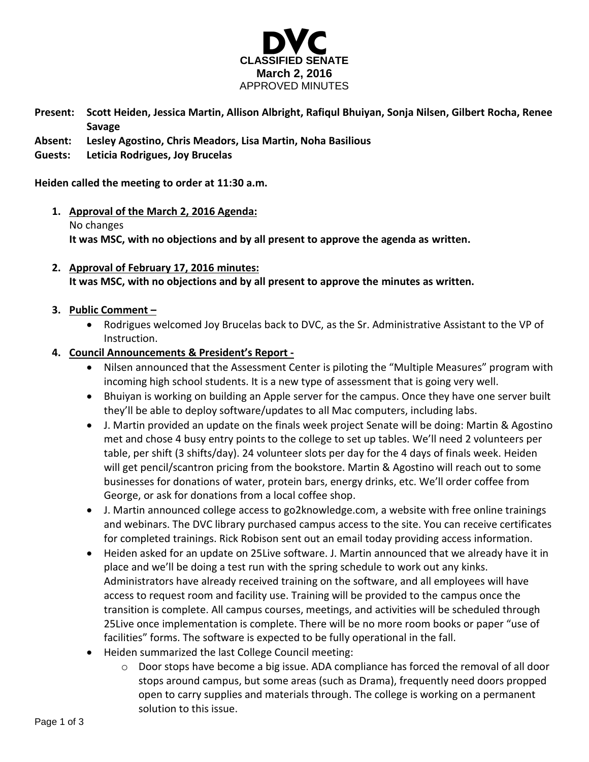# DVC

## CLASSIFIED SENATE

**March 2, 2016**

APPROVED MINUTES

**Present:** **Scott Heiden, Jessica Martin, Allison Albright, Rafiqul Bhuiyan, Sonja Nilsen, Gilbert Rocha, Renee Savage**

**Absent:** **Lesley Agostino, Chris Meadors, Lisa Martin, Noha Basilious**

**Guests:** **Leticia Rodrigues, Joy Brucelas**

**Heiden called the meeting to order at 11:30 a.m.**

1. **Approval of the March 2, 2016 Agenda:**
   No changes
   **It was MSC, with no objections and by all present to approve the agenda as written.**

2. **Approval of February 17, 2016 minutes:**
   **It was MSC, with no objections and by all present to approve the minutes as written.**

3. **Public Comment –**
   - Rodrigues welcomed Joy Brucelas back to DVC, as the Sr. Administrative Assistant to the VP of Instruction.

4. **Council Announcements & President's Report -**
   - Nilsen announced that the Assessment Center is piloting the "Multiple Measures" program with incoming high school students. It is a new type of assessment that is going very well.
   - Bhuiyan is working on building an Apple server for the campus. Once they have one server built they'll be able to deploy software/updates to all Mac computers, including labs.
   - J. Martin provided an update on the finals week project Senate will be doing: Martin & Agostino met and chose 4 busy entry points to the college to set up tables. We'll need 2 volunteers per table, per shift (3 shifts/day). 24 volunteer slots per day for the 4 days of finals week. Heiden will get pencil/scantron pricing from the bookstore. Martin & Agostino will reach out to some businesses for donations of water, protein bars, energy drinks, etc. We'll order coffee from George, or ask for donations from a local coffee shop.
   - J. Martin announced college access to go2knowledge.com, a website with free online trainings and webinars. The DVC library purchased campus access to the site. You can receive certificates for completed trainings. Rick Robison sent out an email today providing access information.
   - Heiden asked for an update on 25Live software. J. Martin announced that we already have it in place and we'll be doing a test run with the spring schedule to work out any kinks. Administrators have already received training on the software, and all employees will have access to request room and facility use. Training will be provided to the campus once the transition is complete. All campus courses, meetings, and activities will be scheduled through 25Live once implementation is complete. There will be no more room books or paper "use of facilities" forms. The software is expected to be fully operational in the fall.
   - Heiden summarized the last College Council meeting:
     - Door stops have become a big issue. ADA compliance has forced the removal of all door stops around campus, but some areas (such as Drama), frequently need doors propped open to carry supplies and materials through. The college is working on a permanent solution to this issue.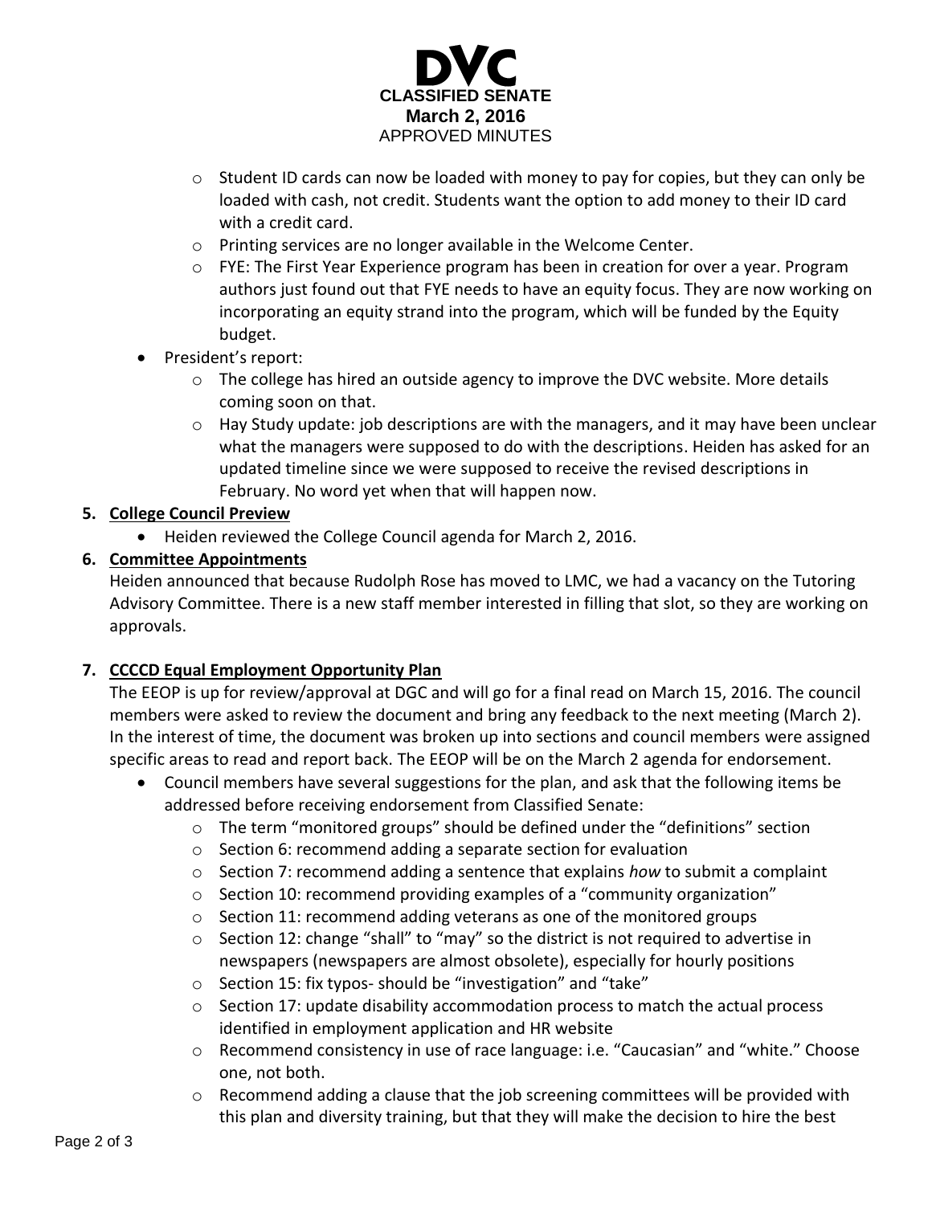- Student ID cards can now be loaded with money to pay for copies, but they can only be loaded with cash, not credit. Students want the option to add money to their ID card with a credit card.
  - Printing services are no longer available in the Welcome Center.
  - FYE: The First Year Experience program has been in creation for over a year. Program authors just found out that FYE needs to have an equity focus. They are now working on incorporating an equity strand into the program, which will be funded by the Equity budget.
- President's report:
  - The college has hired an outside agency to improve the DVC website. More details coming soon on that.
  - Hay Study update: job descriptions are with the managers, and it may have been unclear what the managers were supposed to do with the descriptions. Heiden has asked for an updated timeline since we were supposed to receive the revised descriptions in February. No word yet when that will happen now.

**5. College Council Preview**

- Heiden reviewed the College Council agenda for March 2, 2016.

**6. Committee Appointments**

Heiden announced that because Rudolph Rose has moved to LMC, we had a vacancy on the Tutoring Advisory Committee. There is a new staff member interested in filling that slot, so they are working on approvals.

**7. CCCCD Equal Employment Opportunity Plan**

The EEOP is up for review/approval at DGC and will go for a final read on March 15, 2016. The council members were asked to review the document and bring any feedback to the next meeting (March 2). In the interest of time, the document was broken up into sections and council members were assigned specific areas to read and report back. The EEOP will be on the March 2 agenda for endorsement.

- Council members have several suggestions for the plan, and ask that the following items be addressed before receiving endorsement from Classified Senate:
  - The term "monitored groups" should be defined under the "definitions" section
  - Section 6: recommend adding a separate section for evaluation
  - Section 7: recommend adding a sentence that explains *how* to submit a complaint
  - Section 10: recommend providing examples of a "community organization"
  - Section 11: recommend adding veterans as one of the monitored groups
  - Section 12: change "shall" to "may" so the district is not required to advertise in newspapers (newspapers are almost obsolete), especially for hourly positions
  - Section 15: fix typos- should be "investigation" and "take"
  - Section 17: update disability accommodation process to match the actual process identified in employment application and HR website
  - Recommend consistency in use of race language: i.e. "Caucasian" and "white." Choose one, not both.
  - Recommend adding a clause that the job screening committees will be provided with this plan and diversity training, but that they will make the decision to hire the best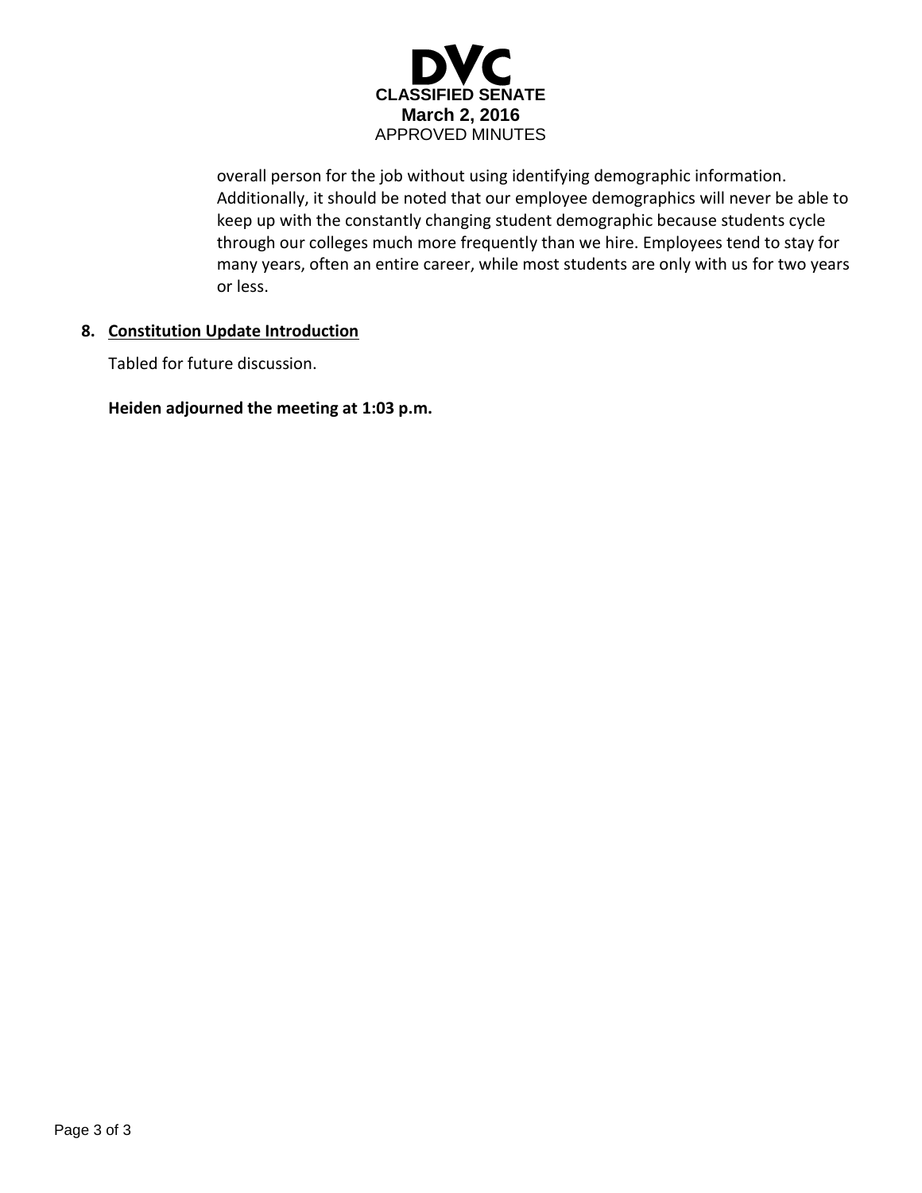overall person for the job without using identifying demographic information. Additionally, it should be noted that our employee demographics will never be able to keep up with the constantly changing student demographic because students cycle through our colleges much more frequently than we hire. Employees tend to stay for many years, often an entire career, while most students are only with us for two years or less.

8. **Constitution Update Introduction**

Tabled for future discussion.

**Heiden adjourned the meeting at 1:03 p.m.**